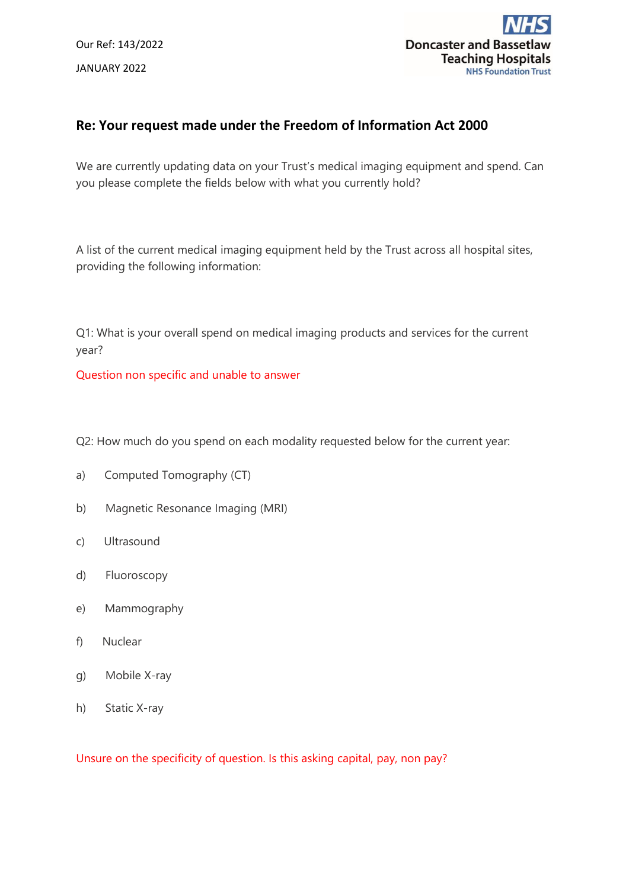Our Ref: 143/2022

JANUARY 2022

Doncaster and Bassetlaw Teaching Hospitals
NHS Foundation Trust

## Re: Your request made under the Freedom of Information Act 2000

We are currently updating data on your Trust's medical imaging equipment and spend. Can you please complete the fields below with what you currently hold?

A list of the current medical imaging equipment held by the Trust across all hospital sites, providing the following information:

Q1: What is your overall spend on medical imaging products and services for the current year?

Question non specific and unable to answer

Q2: How much do you spend on each modality requested below for the current year:

a) Computed Tomography (CT)

b) Magnetic Resonance Imaging (MRI)

c) Ultrasound

d) Fluoroscopy

e) Mammography

f) Nuclear

g) Mobile X-ray

h) Static X-ray

Unsure on the specificity of question. Is this asking capital, pay, non pay?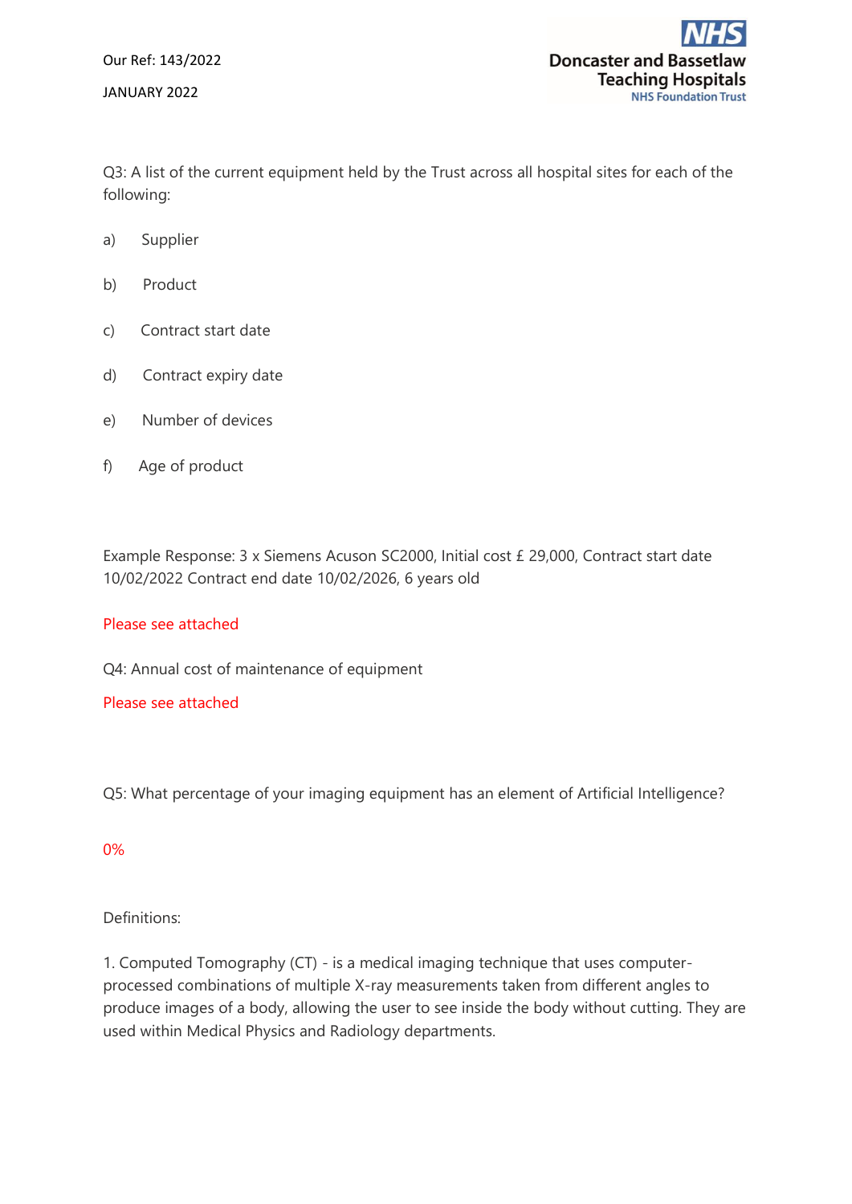Our Ref: 143/2022

JANUARY 2022

Q3: A list of the current equipment held by the Trust across all hospital sites for each of the following:

a) Supplier

b) Product

c) Contract start date

d) Contract expiry date

e) Number of devices

f) Age of product

Example Response: 3 x Siemens Acuson SC2000, Initial cost £ 29,000, Contract start date 10/02/2022 Contract end date 10/02/2026, 6 years old

Please see attached

Q4: Annual cost of maintenance of equipment

Please see attached

Q5: What percentage of your imaging equipment has an element of Artificial Intelligence?

0%

Definitions:

1. Computed Tomography (CT) - is a medical imaging technique that uses computer-processed combinations of multiple X-ray measurements taken from different angles to produce images of a body, allowing the user to see inside the body without cutting. They are used within Medical Physics and Radiology departments.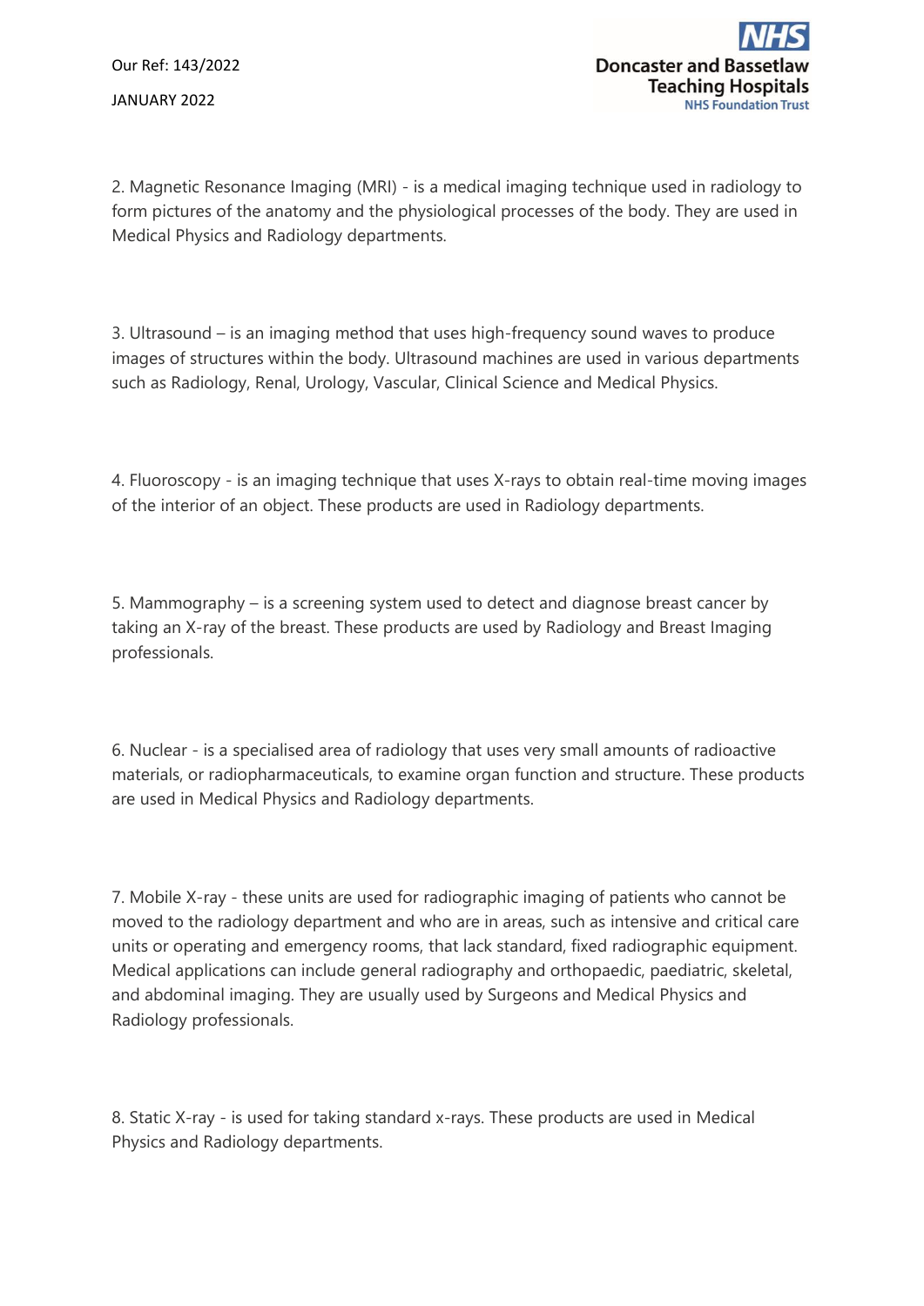2. Magnetic Resonance Imaging (MRI) - is a medical imaging technique used in radiology to form pictures of the anatomy and the physiological processes of the body. They are used in Medical Physics and Radiology departments.

3. Ultrasound – is an imaging method that uses high-frequency sound waves to produce images of structures within the body. Ultrasound machines are used in various departments such as Radiology, Renal, Urology, Vascular, Clinical Science and Medical Physics.

4. Fluoroscopy - is an imaging technique that uses X-rays to obtain real-time moving images of the interior of an object. These products are used in Radiology departments.

5. Mammography – is a screening system used to detect and diagnose breast cancer by taking an X-ray of the breast. These products are used by Radiology and Breast Imaging professionals.

6. Nuclear - is a specialised area of radiology that uses very small amounts of radioactive materials, or radiopharmaceuticals, to examine organ function and structure. These products are used in Medical Physics and Radiology departments.

7. Mobile X-ray - these units are used for radiographic imaging of patients who cannot be moved to the radiology department and who are in areas, such as intensive and critical care units or operating and emergency rooms, that lack standard, fixed radiographic equipment. Medical applications can include general radiography and orthopaedic, paediatric, skeletal, and abdominal imaging. They are usually used by Surgeons and Medical Physics and Radiology professionals.

8. Static X-ray - is used for taking standard x-rays. These products are used in Medical Physics and Radiology departments.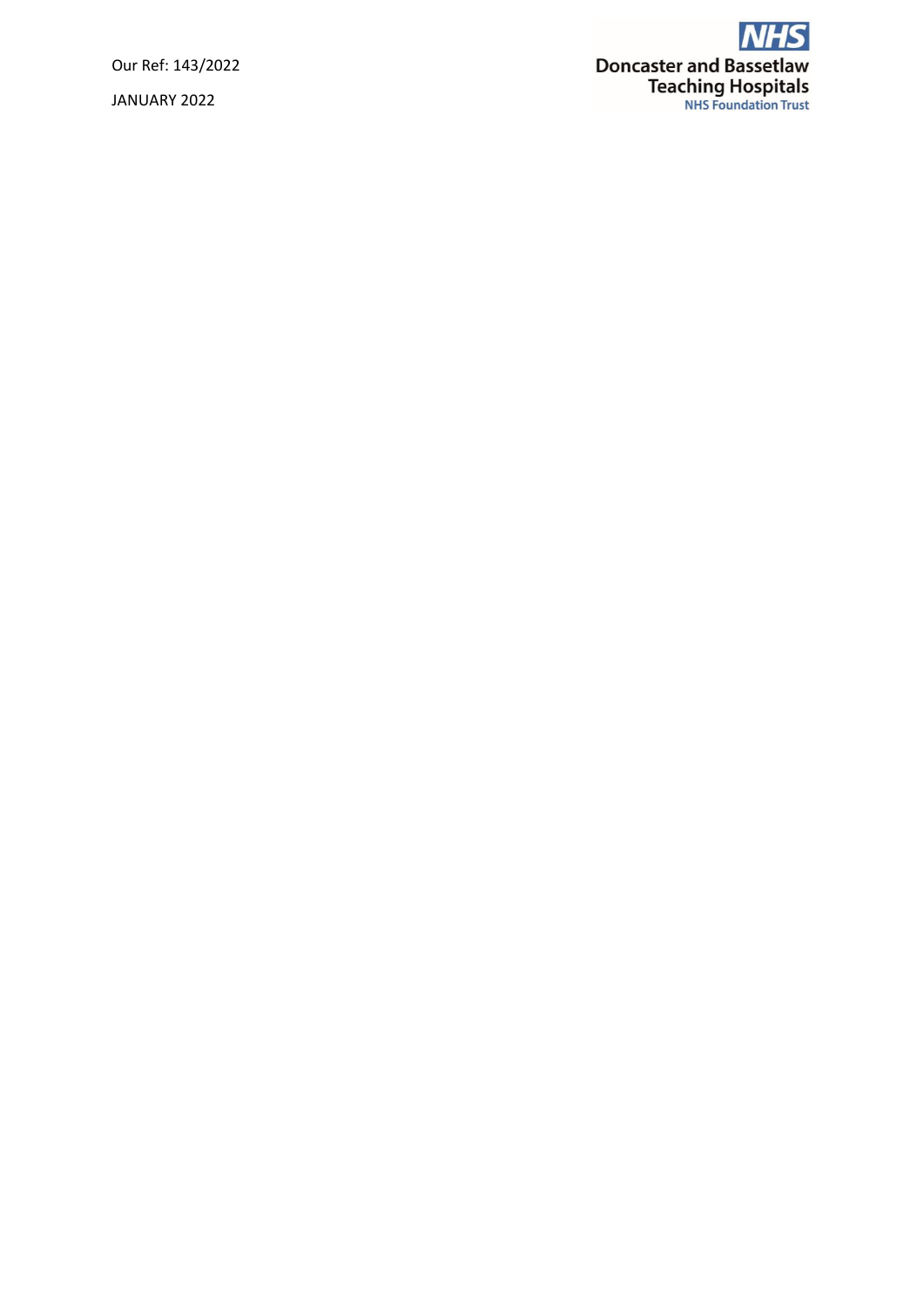Our Ref: 143/2022

JANUARY 2022